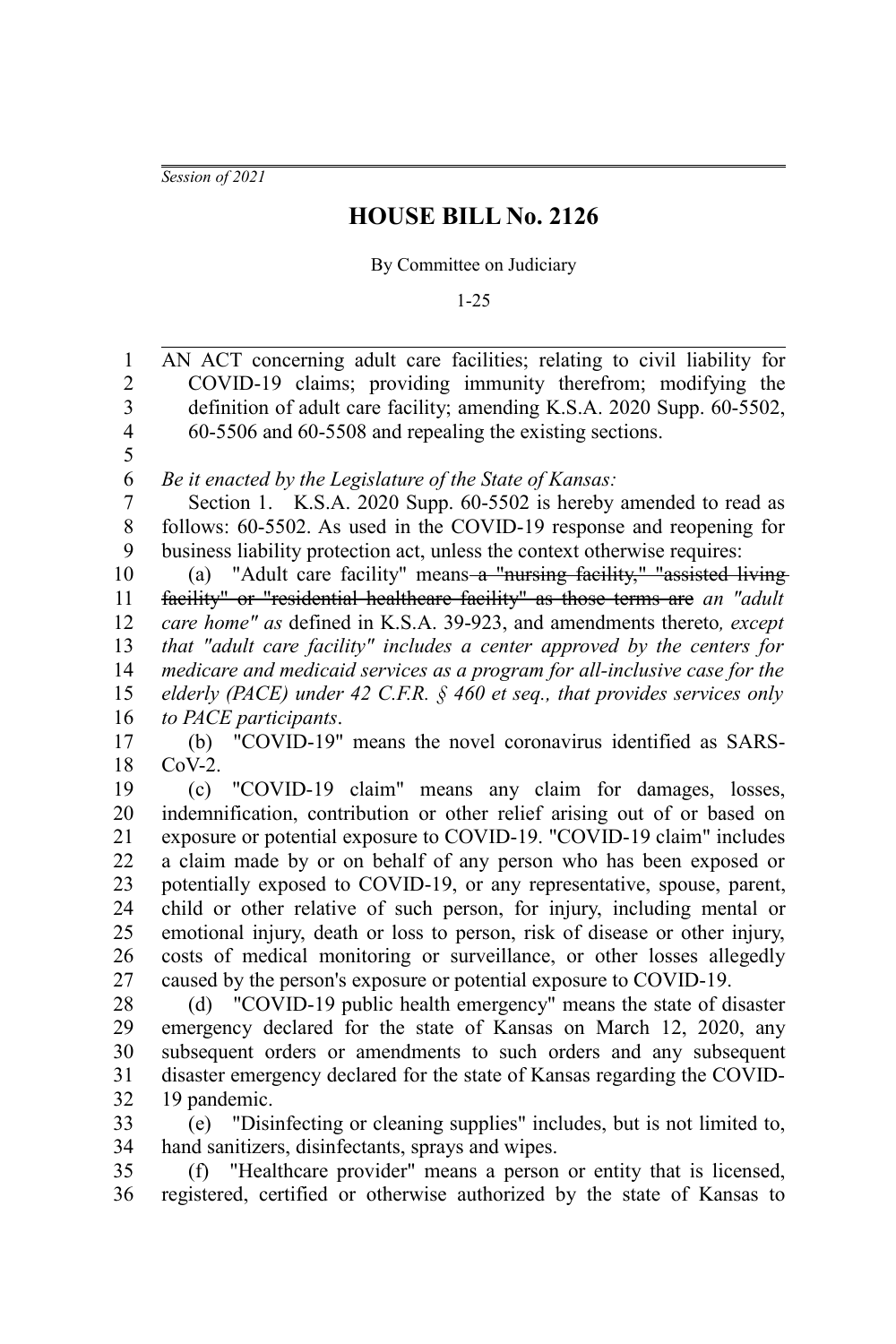*Session of 2021*

# HOUSE BILL No. 2126

By Committee on Judiciary

1-25

AN ACT concerning adult care facilities; relating to civil liability for COVID-19 claims; providing immunity therefrom; modifying the definition of adult care facility; amending K.S.A. 2020 Supp. 60-5502, 60-5506 and 60-5508 and repealing the existing sections.

*Be it enacted by the Legislature of the State of Kansas:*

Section 1. K.S.A. 2020 Supp. 60-5502 is hereby amended to read as follows: 60-5502. As used in the COVID-19 response and reopening for business liability protection act, unless the context otherwise requires:

(a) "Adult care facility" means ~~a "nursing facility," "assisted living facility" or "residential healthcare facility" as those terms are~~ *an "adult care home" as* defined in K.S.A. 39-923, and amendments thereto*, except that "adult care facility" includes a center approved by the centers for medicare and medicaid services as a program for all-inclusive case for the elderly (PACE) under 42 C.F.R. § 460 et seq., that provides services only to PACE participants*.

(b) "COVID-19" means the novel coronavirus identified as SARS-CoV-2.

(c) "COVID-19 claim" means any claim for damages, losses, indemnification, contribution or other relief arising out of or based on exposure or potential exposure to COVID-19. "COVID-19 claim" includes a claim made by or on behalf of any person who has been exposed or potentially exposed to COVID-19, or any representative, spouse, parent, child or other relative of such person, for injury, including mental or emotional injury, death or loss to person, risk of disease or other injury, costs of medical monitoring or surveillance, or other losses allegedly caused by the person's exposure or potential exposure to COVID-19.

(d) "COVID-19 public health emergency" means the state of disaster emergency declared for the state of Kansas on March 12, 2020, any subsequent orders or amendments to such orders and any subsequent disaster emergency declared for the state of Kansas regarding the COVID-19 pandemic.

(e) "Disinfecting or cleaning supplies" includes, but is not limited to, hand sanitizers, disinfectants, sprays and wipes.

(f) "Healthcare provider" means a person or entity that is licensed, registered, certified or otherwise authorized by the state of Kansas to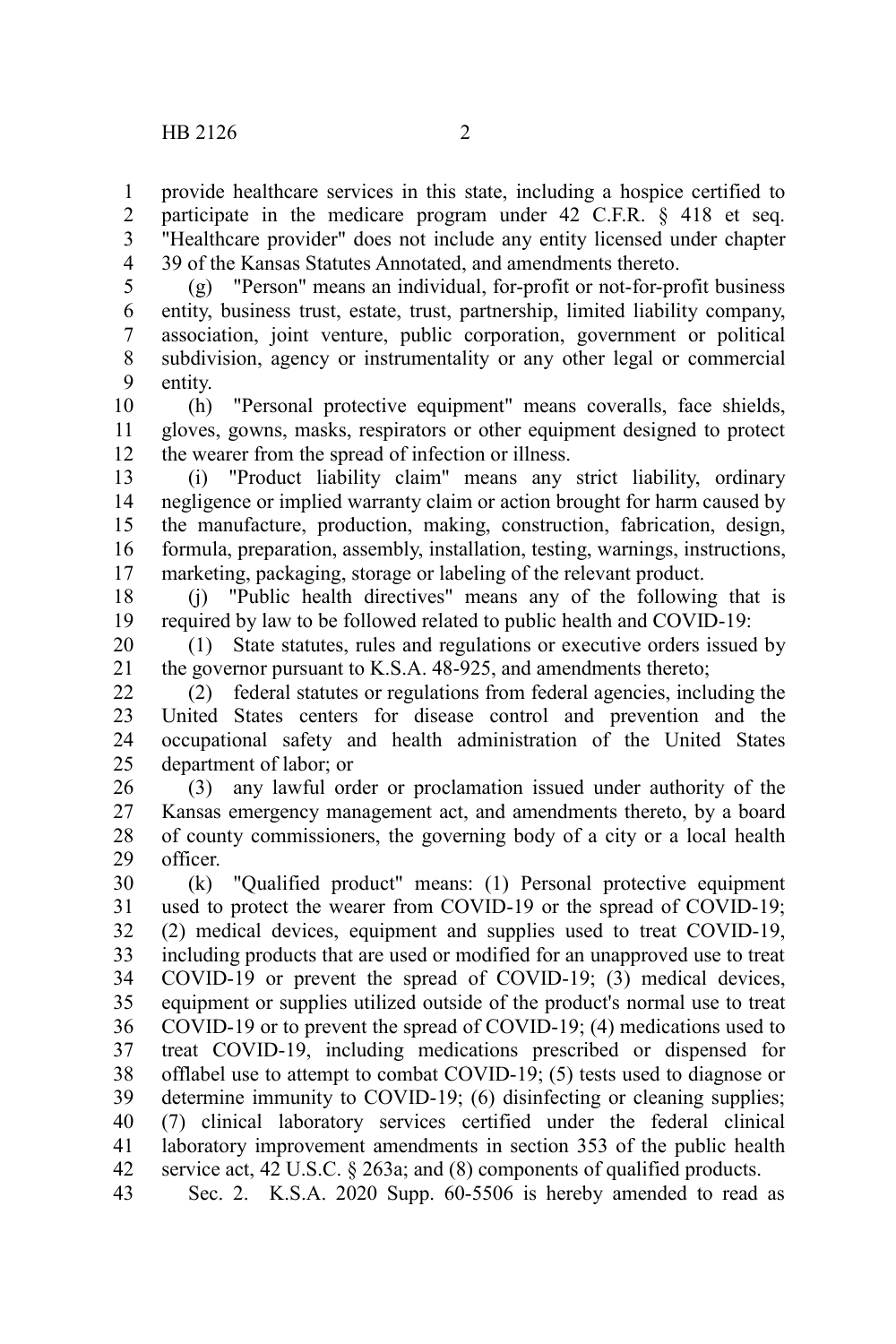provide healthcare services in this state, including a hospice certified to participate in the medicare program under 42 C.F.R. § 418 et seq. "Healthcare provider" does not include any entity licensed under chapter 39 of the Kansas Statutes Annotated, and amendments thereto.

(g) "Person" means an individual, for-profit or not-for-profit business entity, business trust, estate, trust, partnership, limited liability company, association, joint venture, public corporation, government or political subdivision, agency or instrumentality or any other legal or commercial entity.

(h) "Personal protective equipment" means coveralls, face shields, gloves, gowns, masks, respirators or other equipment designed to protect the wearer from the spread of infection or illness.

(i) "Product liability claim" means any strict liability, ordinary negligence or implied warranty claim or action brought for harm caused by the manufacture, production, making, construction, fabrication, design, formula, preparation, assembly, installation, testing, warnings, instructions, marketing, packaging, storage or labeling of the relevant product.

(j) "Public health directives" means any of the following that is required by law to be followed related to public health and COVID-19:

(1) State statutes, rules and regulations or executive orders issued by the governor pursuant to K.S.A. 48-925, and amendments thereto;

(2) federal statutes or regulations from federal agencies, including the United States centers for disease control and prevention and the occupational safety and health administration of the United States department of labor; or

(3) any lawful order or proclamation issued under authority of the Kansas emergency management act, and amendments thereto, by a board of county commissioners, the governing body of a city or a local health officer.

(k) "Qualified product" means: (1) Personal protective equipment used to protect the wearer from COVID-19 or the spread of COVID-19; (2) medical devices, equipment and supplies used to treat COVID-19, including products that are used or modified for an unapproved use to treat COVID-19 or prevent the spread of COVID-19; (3) medical devices, equipment or supplies utilized outside of the product's normal use to treat COVID-19 or to prevent the spread of COVID-19; (4) medications used to treat COVID-19, including medications prescribed or dispensed for offlabel use to attempt to combat COVID-19; (5) tests used to diagnose or determine immunity to COVID-19; (6) disinfecting or cleaning supplies; (7) clinical laboratory services certified under the federal clinical laboratory improvement amendments in section 353 of the public health service act, 42 U.S.C. § 263a; and (8) components of qualified products.

Sec. 2. K.S.A. 2020 Supp. 60-5506 is hereby amended to read as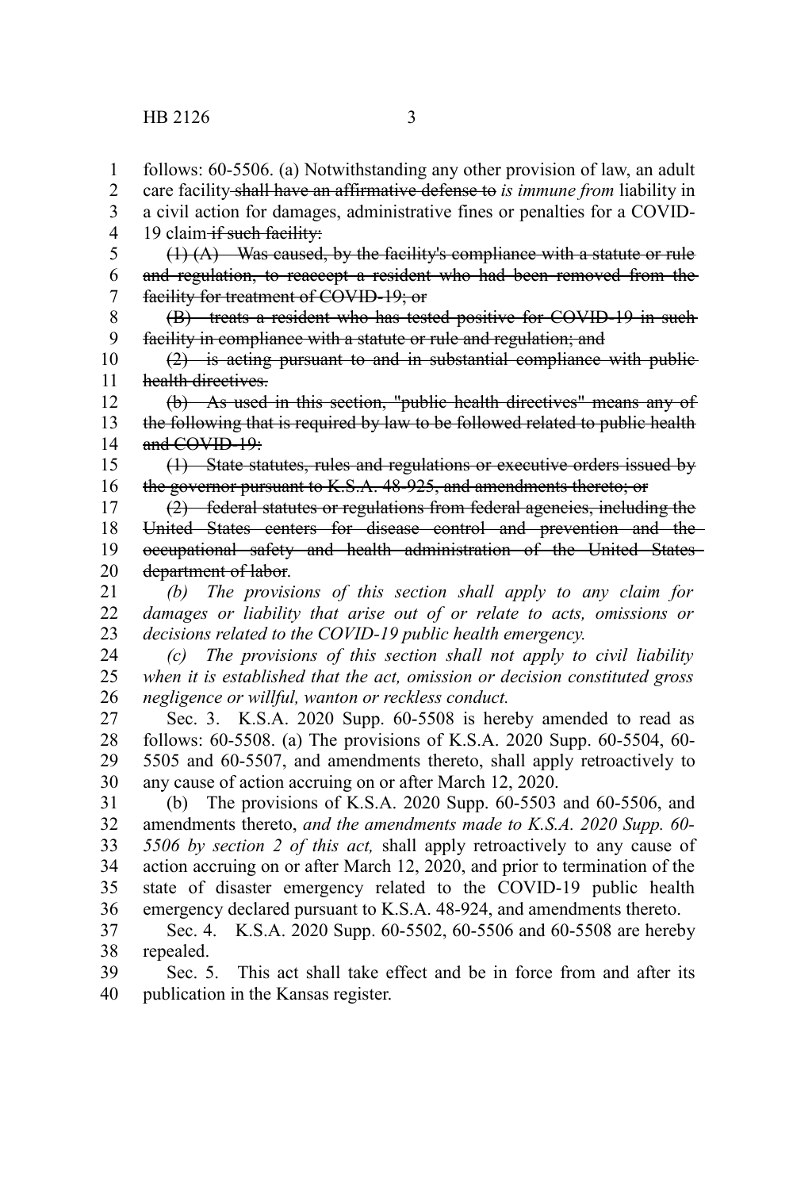follows: 60-5506. (a) Notwithstanding any other provision of law, an adult care facility ~~shall have an affirmative defense to~~ *is immune from* liability in a civil action for damages, administrative fines or penalties for a COVID-19 claim ~~if such facility:~~

~~(1) (A) Was caused, by the facility's compliance with a statute or rule and regulation, to reaccept a resident who had been removed from the facility for treatment of COVID-19; or~~

~~(B) treats a resident who has tested positive for COVID-19 in such facility in compliance with a statute or rule and regulation; and~~

~~(2) is acting pursuant to and in substantial compliance with public health directives.~~

~~(b) As used in this section, "public health directives" means any of the following that is required by law to be followed related to public health and COVID-19:~~

~~(1) State statutes, rules and regulations or executive orders issued by the governor pursuant to K.S.A. 48-925, and amendments thereto; or~~

~~(2) federal statutes or regulations from federal agencies, including the United States centers for disease control and prevention and the occupational safety and health administration of the United States department of labor~~.

*(b) The provisions of this section shall apply to any claim for damages or liability that arise out of or relate to acts, omissions or decisions related to the COVID-19 public health emergency.*

*(c) The provisions of this section shall not apply to civil liability when it is established that the act, omission or decision constituted gross negligence or willful, wanton or reckless conduct.*

Sec. 3. K.S.A. 2020 Supp. 60-5508 is hereby amended to read as follows: 60-5508. (a) The provisions of K.S.A. 2020 Supp. 60-5504, 60-5505 and 60-5507, and amendments thereto, shall apply retroactively to any cause of action accruing on or after March 12, 2020.

(b) The provisions of K.S.A. 2020 Supp. 60-5503 and 60-5506, and amendments thereto, *and the amendments made to K.S.A. 2020 Supp. 60-5506 by section 2 of this act,* shall apply retroactively to any cause of action accruing on or after March 12, 2020, and prior to termination of the state of disaster emergency related to the COVID-19 public health emergency declared pursuant to K.S.A. 48-924, and amendments thereto.

Sec. 4. K.S.A. 2020 Supp. 60-5502, 60-5506 and 60-5508 are hereby repealed.

Sec. 5. This act shall take effect and be in force from and after its publication in the Kansas register.